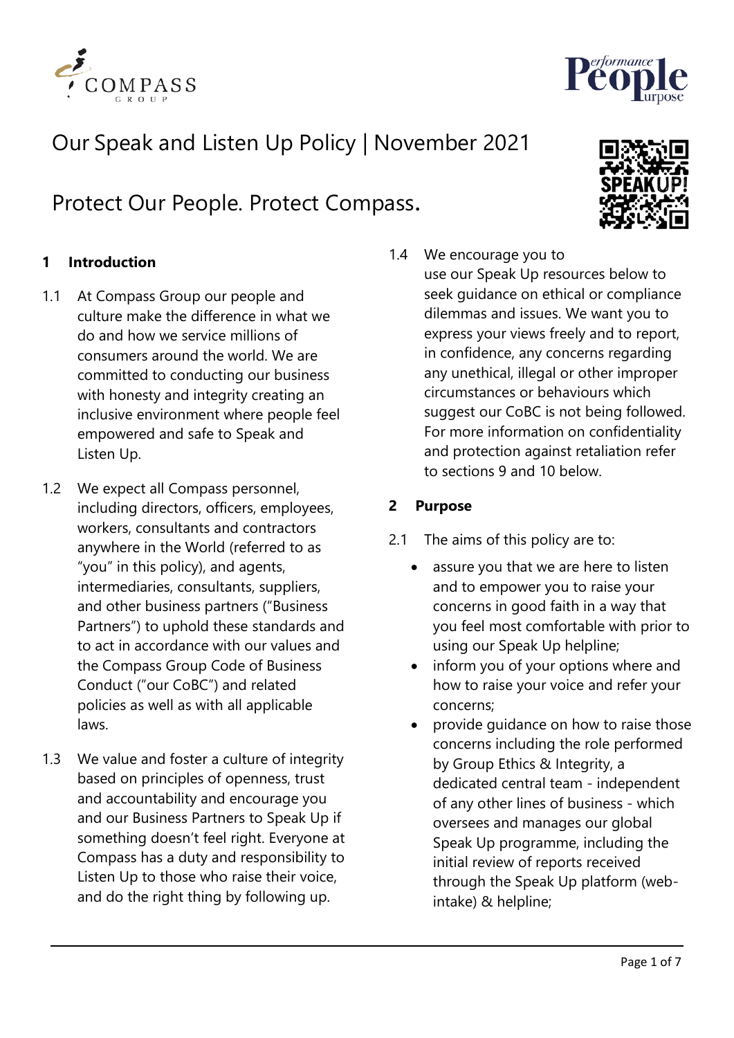# Our Speak and Listen Up Policy | November 2021

## Protect Our People. Protect Compass.

### 1 Introduction

1.1 At Compass Group our people and culture make the difference in what we do and how we service millions of consumers around the world. We are committed to conducting our business with honesty and integrity creating an inclusive environment where people feel empowered and safe to Speak and Listen Up.

1.2 We expect all Compass personnel, including directors, officers, employees, workers, consultants and contractors anywhere in the World (referred to as "you" in this policy), and agents, intermediaries, consultants, suppliers, and other business partners ("Business Partners") to uphold these standards and to act in accordance with our values and the Compass Group Code of Business Conduct ("our CoBC") and related policies as well as with all applicable laws.

1.3 We value and foster a culture of integrity based on principles of openness, trust and accountability and encourage you and our Business Partners to Speak Up if something doesn't feel right. Everyone at Compass has a duty and responsibility to Listen Up to those who raise their voice, and do the right thing by following up.

1.4 We encourage you to use our Speak Up resources below to seek guidance on ethical or compliance dilemmas and issues. We want you to express your views freely and to report, in confidence, any concerns regarding any unethical, illegal or other improper circumstances or behaviours which suggest our CoBC is not being followed. For more information on confidentiality and protection against retaliation refer to sections 9 and 10 below.

### 2 Purpose

2.1 The aims of this policy are to:

- assure you that we are here to listen and to empower you to raise your concerns in good faith in a way that you feel most comfortable with prior to using our Speak Up helpline;
- inform you of your options where and how to raise your voice and refer your concerns;
- provide guidance on how to raise those concerns including the role performed by Group Ethics & Integrity, a dedicated central team - independent of any other lines of business - which oversees and manages our global Speak Up programme, including the initial review of reports received through the Speak Up platform (web-intake) & helpline;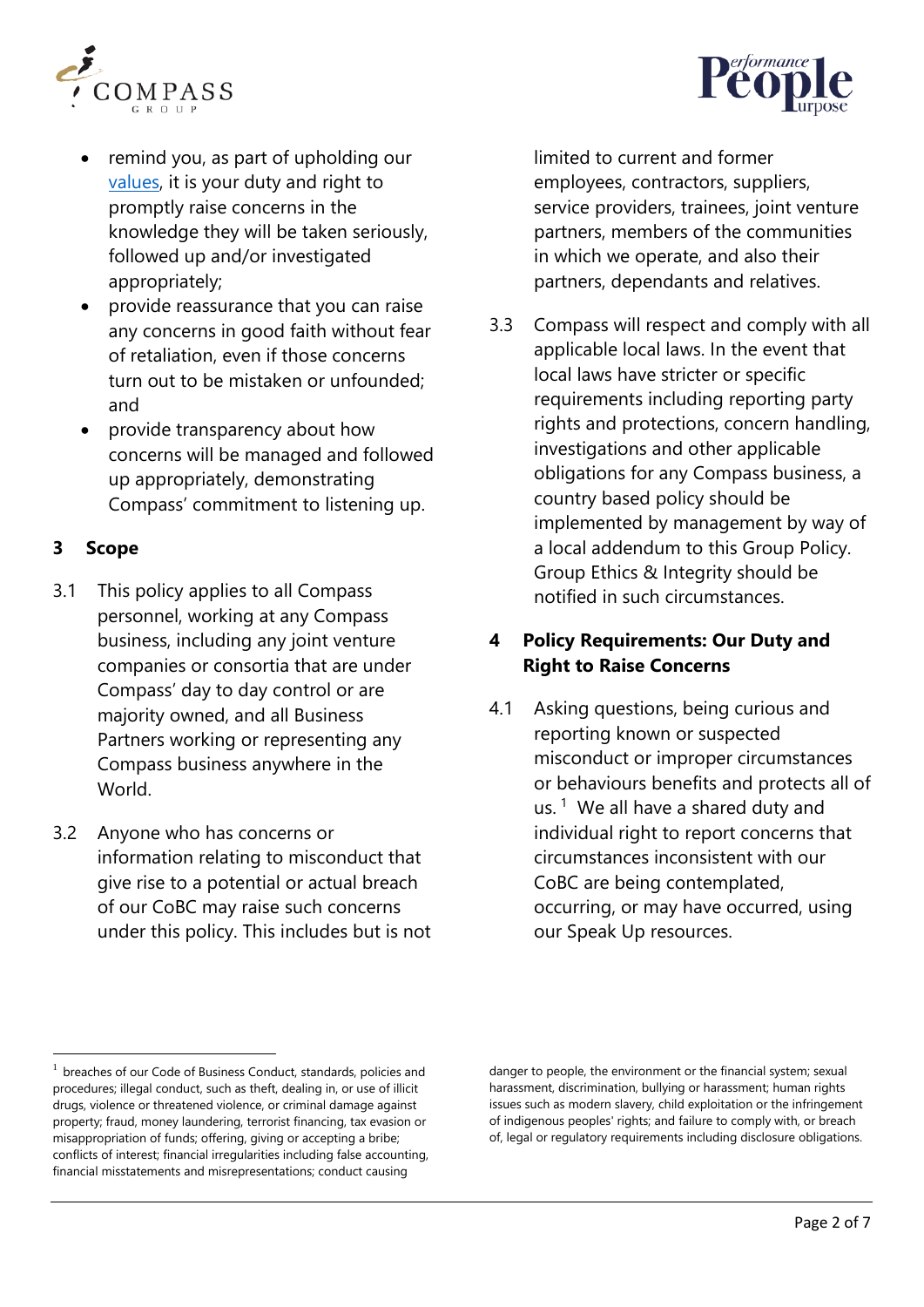- remind you, as part of upholding our values, it is your duty and right to promptly raise concerns in the knowledge they will be taken seriously, followed up and/or investigated appropriately;
- provide reassurance that you can raise any concerns in good faith without fear of retaliation, even if those concerns turn out to be mistaken or unfounded; and
- provide transparency about how concerns will be managed and followed up appropriately, demonstrating Compass' commitment to listening up.

## 3 Scope

3.1 This policy applies to all Compass personnel, working at any Compass business, including any joint venture companies or consortia that are under Compass' day to day control or are majority owned, and all Business Partners working or representing any Compass business anywhere in the World.

3.2 Anyone who has concerns or information relating to misconduct that give rise to a potential or actual breach of our CoBC may raise such concerns under this policy. This includes but is not limited to current and former employees, contractors, suppliers, service providers, trainees, joint venture partners, members of the communities in which we operate, and also their partners, dependants and relatives.

3.3 Compass will respect and comply with all applicable local laws. In the event that local laws have stricter or specific requirements including reporting party rights and protections, concern handling, investigations and other applicable obligations for any Compass business, a country based policy should be implemented by management by way of a local addendum to this Group Policy. Group Ethics & Integrity should be notified in such circumstances.

## 4 Policy Requirements: Our Duty and Right to Raise Concerns

4.1 Asking questions, being curious and reporting known or suspected misconduct or improper circumstances or behaviours benefits and protects all of us.[1] We all have a shared duty and individual right to report concerns that circumstances inconsistent with our CoBC are being contemplated, occurring, or may have occurred, using our Speak Up resources.

---

[1] breaches of our Code of Business Conduct, standards, policies and procedures; illegal conduct, such as theft, dealing in, or use of illicit drugs, violence or threatened violence, or criminal damage against property; fraud, money laundering, terrorist financing, tax evasion or misappropriation of funds; offering, giving or accepting a bribe; conflicts of interest; financial irregularities including false accounting, financial misstatements and misrepresentations; conduct causing danger to people, the environment or the financial system; sexual harassment, discrimination, bullying or harassment; human rights issues such as modern slavery, child exploitation or the infringement of indigenous peoples' rights; and failure to comply with, or breach of, legal or regulatory requirements including disclosure obligations.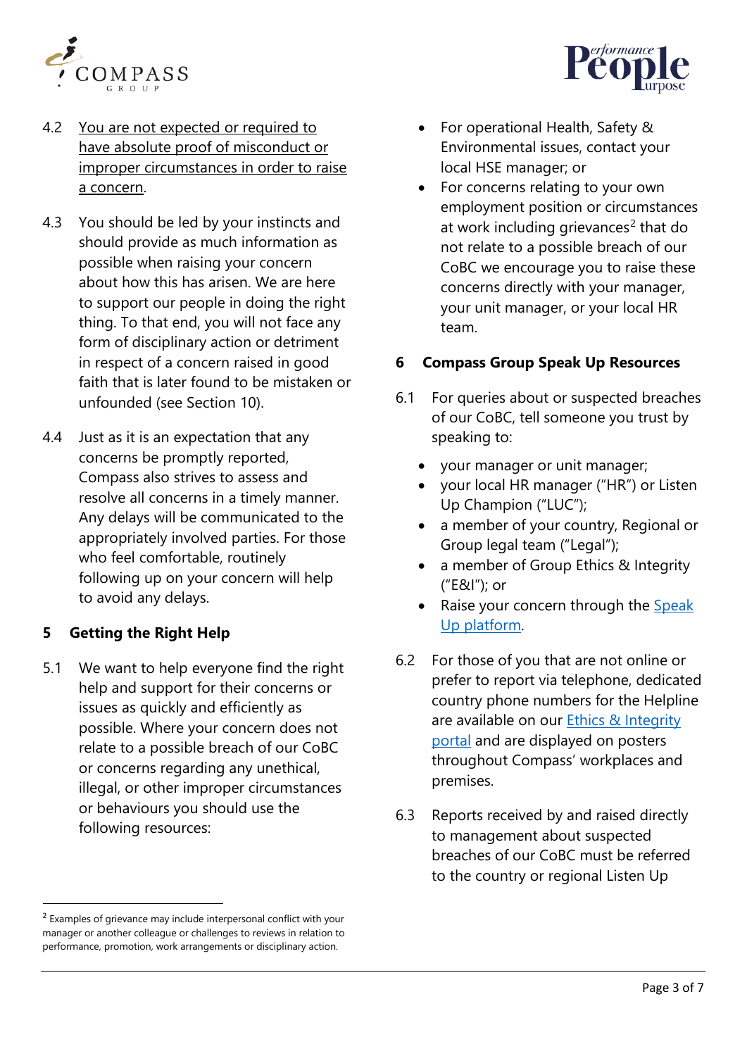4.2 <u>You are not expected or required to have absolute proof of misconduct or improper circumstances in order to raise a concern</u>.

4.3 You should be led by your instincts and should provide as much information as possible when raising your concern about how this has arisen. We are here to support our people in doing the right thing. To that end, you will not face any form of disciplinary action or detriment in respect of a concern raised in good faith that is later found to be mistaken or unfounded (see Section 10).

4.4 Just as it is an expectation that any concerns be promptly reported, Compass also strives to assess and resolve all concerns in a timely manner. Any delays will be communicated to the appropriately involved parties. For those who feel comfortable, routinely following up on your concern will help to avoid any delays.

## 5 Getting the Right Help

5.1 We want to help everyone find the right help and support for their concerns or issues as quickly and efficiently as possible. Where your concern does not relate to a possible breach of our CoBC or concerns regarding any unethical, illegal, or other improper circumstances or behaviours you should use the following resources:

- For operational Health, Safety & Environmental issues, contact your local HSE manager; or
- For concerns relating to your own employment position or circumstances at work including grievances[2] that do not relate to a possible breach of our CoBC we encourage you to raise these concerns directly with your manager, your unit manager, or your local HR team.

## 6 Compass Group Speak Up Resources

6.1 For queries about or suspected breaches of our CoBC, tell someone you trust by speaking to:

- your manager or unit manager;
- your local HR manager ("HR") or Listen Up Champion ("LUC");
- a member of your country, Regional or Group legal team ("Legal");
- a member of Group Ethics & Integrity ("E&I"); or
- Raise your concern through the Speak Up platform.

6.2 For those of you that are not online or prefer to report via telephone, dedicated country phone numbers for the Helpline are available on our Ethics & Integrity portal and are displayed on posters throughout Compass' workplaces and premises.

6.3 Reports received by and raised directly to management about suspected breaches of our CoBC must be referred to the country or regional Listen Up

[2] Examples of grievance may include interpersonal conflict with your manager or another colleague or challenges to reviews in relation to performance, promotion, work arrangements or disciplinary action.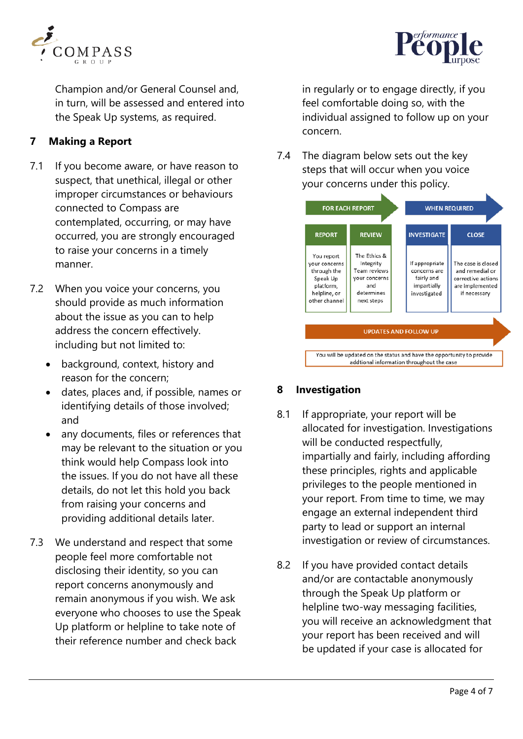Champion and/or General Counsel and, in turn, will be assessed and entered into the Speak Up systems, as required.

## 7 Making a Report

7.1 If you become aware, or have reason to suspect, that unethical, illegal or other improper circumstances or behaviours connected to Compass are contemplated, occurring, or may have occurred, you are strongly encouraged to raise your concerns in a timely manner.

7.2 When you voice your concerns, you should provide as much information about the issue as you can to help address the concern effectively. including but not limited to:

- background, context, history and reason for the concern;
- dates, places and, if possible, names or identifying details of those involved; and
- any documents, files or references that may be relevant to the situation or you think would help Compass look into the issues. If you do not have all these details, do not let this hold you back from raising your concerns and providing additional details later.

7.3 We understand and respect that some people feel more comfortable not disclosing their identity, so you can report concerns anonymously and remain anonymous if you wish. We ask everyone who chooses to use the Speak Up platform or helpline to take note of their reference number and check back in regularly or to engage directly, if you feel comfortable doing so, with the individual assigned to follow up on your concern.

7.4 The diagram below sets out the key steps that will occur when you voice your concerns under this policy.

| FOR EACH REPORT | | WHEN REQUIRED | |
|---|---|---|---|
| REPORT | REVIEW | INVESTIGATE | CLOSE |
| You report your concerns through the Speak Up platform, helpline, or other channel | The Ethics & Integrity Team reviews your concerns and determines next steps | If appropriate concerns are fairly and impartially investigated | The case is closed and remedial or corrective actions are implemented if necessary |

**UPDATES AND FOLLOW UP**

You will be updated on the status and have the opportunity to provide addtional information throughout the case

## 8 Investigation

8.1 If appropriate, your report will be allocated for investigation. Investigations will be conducted respectfully, impartially and fairly, including affording these principles, rights and applicable privileges to the people mentioned in your report. From time to time, we may engage an external independent third party to lead or support an internal investigation or review of circumstances.

8.2 If you have provided contact details and/or are contactable anonymously through the Speak Up platform or helpline two-way messaging facilities, you will receive an acknowledgment that your report has been received and will be updated if your case is allocated for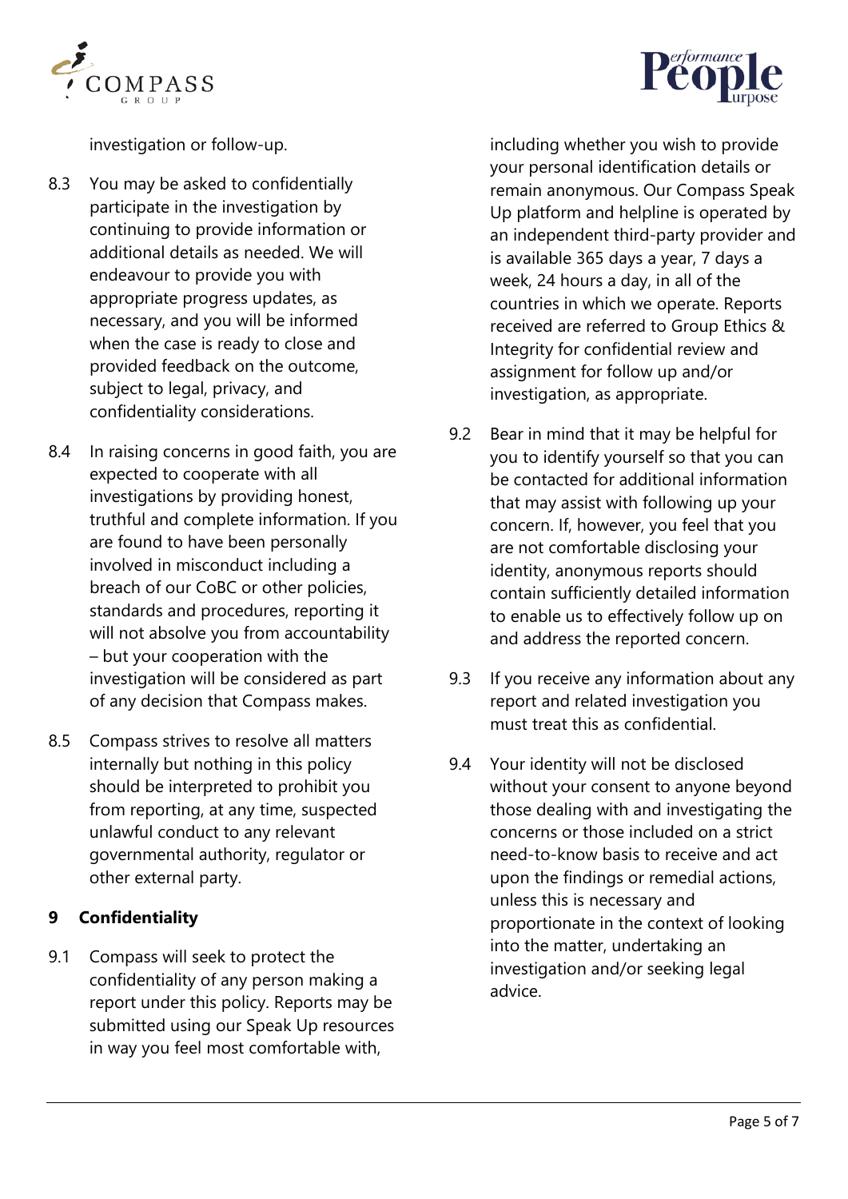investigation or follow-up.

8.3 You may be asked to confidentially participate in the investigation by continuing to provide information or additional details as needed. We will endeavour to provide you with appropriate progress updates, as necessary, and you will be informed when the case is ready to close and provided feedback on the outcome, subject to legal, privacy, and confidentiality considerations.

8.4 In raising concerns in good faith, you are expected to cooperate with all investigations by providing honest, truthful and complete information. If you are found to have been personally involved in misconduct including a breach of our CoBC or other policies, standards and procedures, reporting it will not absolve you from accountability – but your cooperation with the investigation will be considered as part of any decision that Compass makes.

8.5 Compass strives to resolve all matters internally but nothing in this policy should be interpreted to prohibit you from reporting, at any time, suspected unlawful conduct to any relevant governmental authority, regulator or other external party.

## 9 Confidentiality

9.1 Compass will seek to protect the confidentiality of any person making a report under this policy. Reports may be submitted using our Speak Up resources in way you feel most comfortable with, including whether you wish to provide your personal identification details or remain anonymous. Our Compass Speak Up platform and helpline is operated by an independent third-party provider and is available 365 days a year, 7 days a week, 24 hours a day, in all of the countries in which we operate. Reports received are referred to Group Ethics & Integrity for confidential review and assignment for follow up and/or investigation, as appropriate.

9.2 Bear in mind that it may be helpful for you to identify yourself so that you can be contacted for additional information that may assist with following up your concern. If, however, you feel that you are not comfortable disclosing your identity, anonymous reports should contain sufficiently detailed information to enable us to effectively follow up on and address the reported concern.

9.3 If you receive any information about any report and related investigation you must treat this as confidential.

9.4 Your identity will not be disclosed without your consent to anyone beyond those dealing with and investigating the concerns or those included on a strict need-to-know basis to receive and act upon the findings or remedial actions, unless this is necessary and proportionate in the context of looking into the matter, undertaking an investigation and/or seeking legal advice.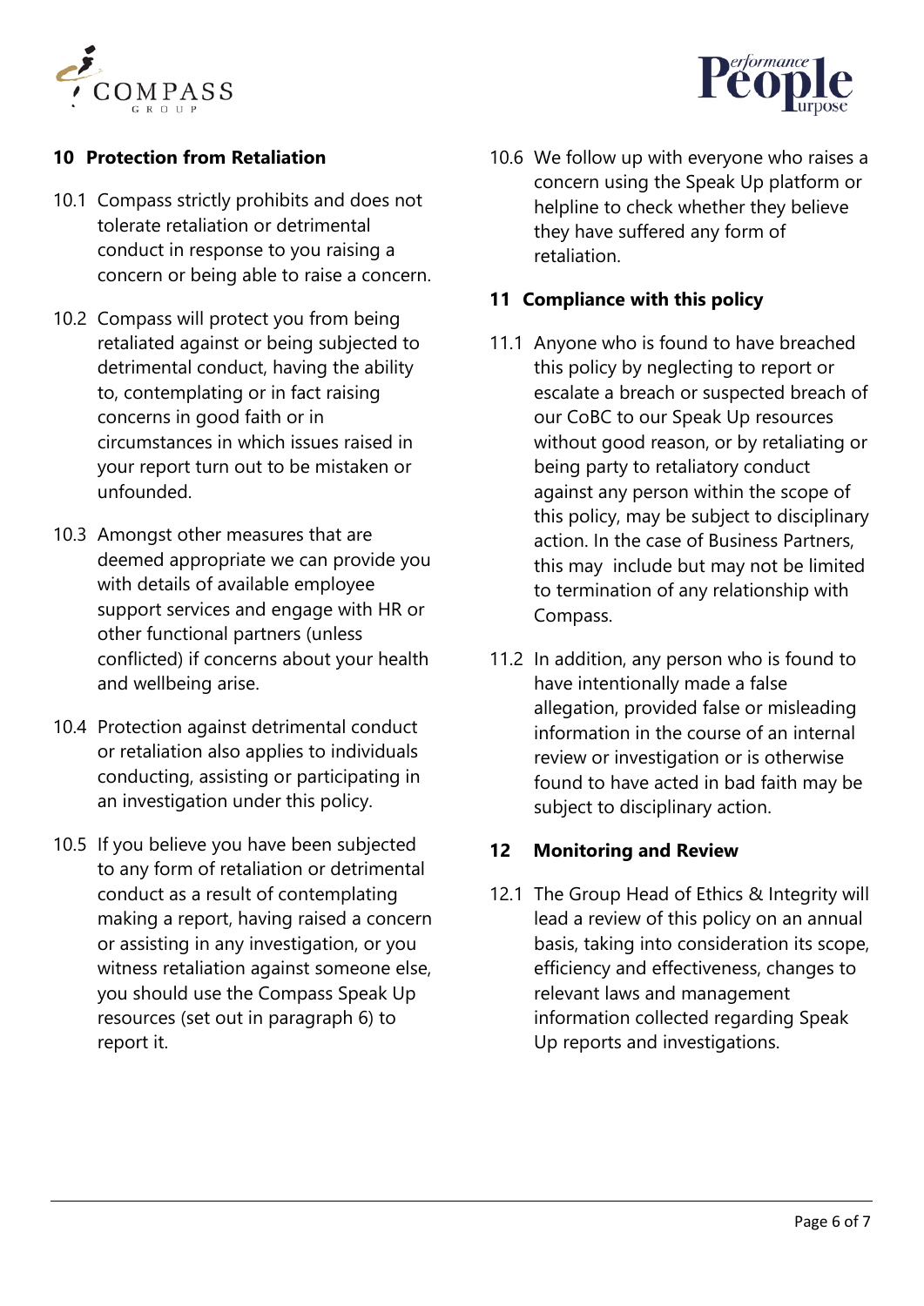## 10 Protection from Retaliation

10.1 Compass strictly prohibits and does not tolerate retaliation or detrimental conduct in response to you raising a concern or being able to raise a concern.

10.2 Compass will protect you from being retaliated against or being subjected to detrimental conduct, having the ability to, contemplating or in fact raising concerns in good faith or in circumstances in which issues raised in your report turn out to be mistaken or unfounded.

10.3 Amongst other measures that are deemed appropriate we can provide you with details of available employee support services and engage with HR or other functional partners (unless conflicted) if concerns about your health and wellbeing arise.

10.4 Protection against detrimental conduct or retaliation also applies to individuals conducting, assisting or participating in an investigation under this policy.

10.5 If you believe you have been subjected to any form of retaliation or detrimental conduct as a result of contemplating making a report, having raised a concern or assisting in any investigation, or you witness retaliation against someone else, you should use the Compass Speak Up resources (set out in paragraph 6) to report it.

10.6 We follow up with everyone who raises a concern using the Speak Up platform or helpline to check whether they believe they have suffered any form of retaliation.

## 11 Compliance with this policy

11.1 Anyone who is found to have breached this policy by neglecting to report or escalate a breach or suspected breach of our CoBC to our Speak Up resources without good reason, or by retaliating or being party to retaliatory conduct against any person within the scope of this policy, may be subject to disciplinary action. In the case of Business Partners, this may include but may not be limited to termination of any relationship with Compass.

11.2 In addition, any person who is found to have intentionally made a false allegation, provided false or misleading information in the course of an internal review or investigation or is otherwise found to have acted in bad faith may be subject to disciplinary action.

## 12 Monitoring and Review

12.1 The Group Head of Ethics & Integrity will lead a review of this policy on an annual basis, taking into consideration its scope, efficiency and effectiveness, changes to relevant laws and management information collected regarding Speak Up reports and investigations.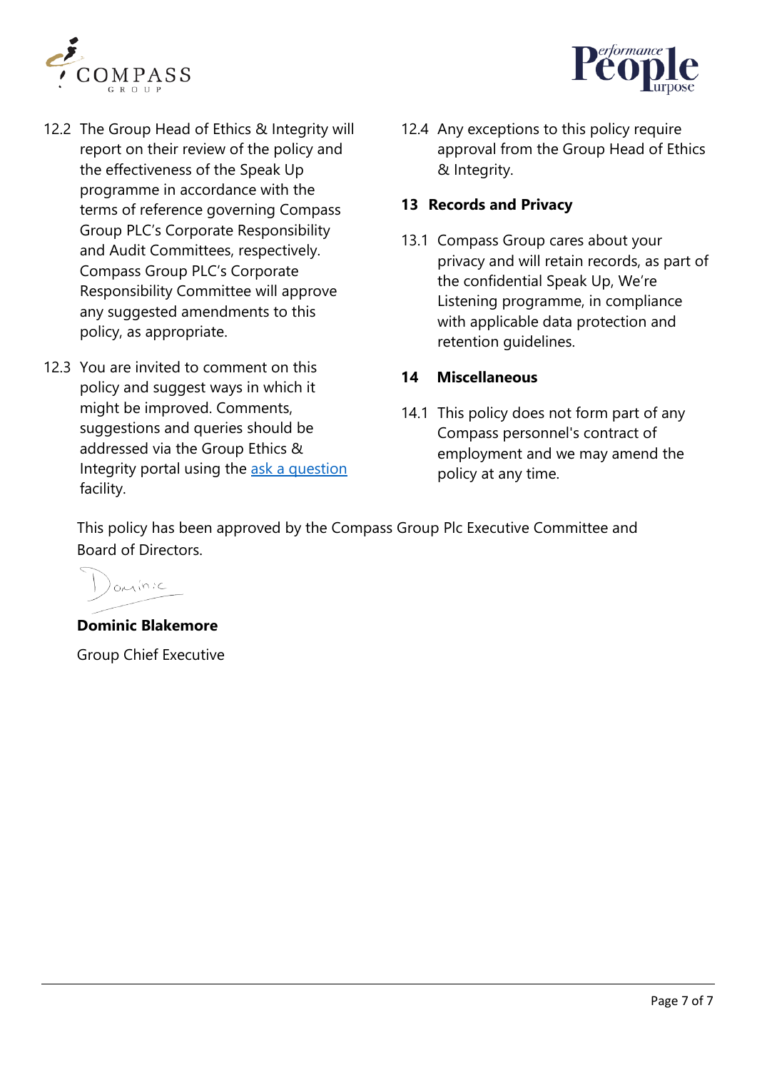12.2 The Group Head of Ethics & Integrity will report on their review of the policy and the effectiveness of the Speak Up programme in accordance with the terms of reference governing Compass Group PLC's Corporate Responsibility and Audit Committees, respectively. Compass Group PLC's Corporate Responsibility Committee will approve any suggested amendments to this policy, as appropriate.

12.3 You are invited to comment on this policy and suggest ways in which it might be improved. Comments, suggestions and queries should be addressed via the Group Ethics & Integrity portal using the ask a question facility.

12.4 Any exceptions to this policy require approval from the Group Head of Ethics & Integrity.

## 13 Records and Privacy

13.1 Compass Group cares about your privacy and will retain records, as part of the confidential Speak Up, We're Listening programme, in compliance with applicable data protection and retention guidelines.

## 14 Miscellaneous

14.1 This policy does not form part of any Compass personnel's contract of employment and we may amend the policy at any time.

This policy has been approved by the Compass Group Plc Executive Committee and Board of Directors.

Dominic

**Dominic Blakemore**

Group Chief Executive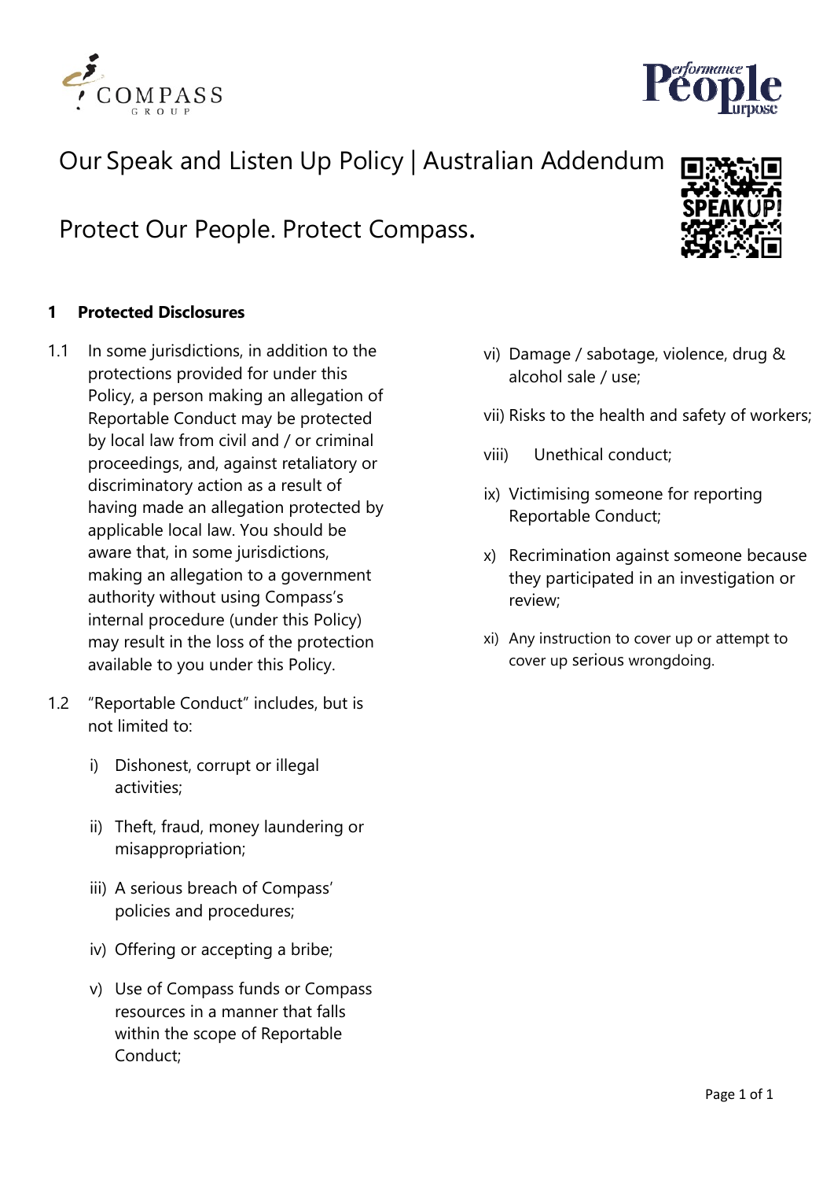# Our Speak and Listen Up Policy | Australian Addendum

## Protect Our People. Protect Compass.

### 1 Protected Disclosures

1.1 In some jurisdictions, in addition to the protections provided for under this Policy, a person making an allegation of Reportable Conduct may be protected by local law from civil and / or criminal proceedings, and, against retaliatory or discriminatory action as a result of having made an allegation protected by applicable local law. You should be aware that, in some jurisdictions, making an allegation to a government authority without using Compass's internal procedure (under this Policy) may result in the loss of the protection available to you under this Policy.

1.2 "Reportable Conduct" includes, but is not limited to:

i) Dishonest, corrupt or illegal activities;

ii) Theft, fraud, money laundering or misappropriation;

iii) A serious breach of Compass' policies and procedures;

iv) Offering or accepting a bribe;

v) Use of Compass funds or Compass resources in a manner that falls within the scope of Reportable Conduct;

vi) Damage / sabotage, violence, drug & alcohol sale / use;

vii) Risks to the health and safety of workers;

viii) Unethical conduct;

ix) Victimising someone for reporting Reportable Conduct;

x) Recrimination against someone because they participated in an investigation or review;

xi) Any instruction to cover up or attempt to cover up serious wrongdoing.